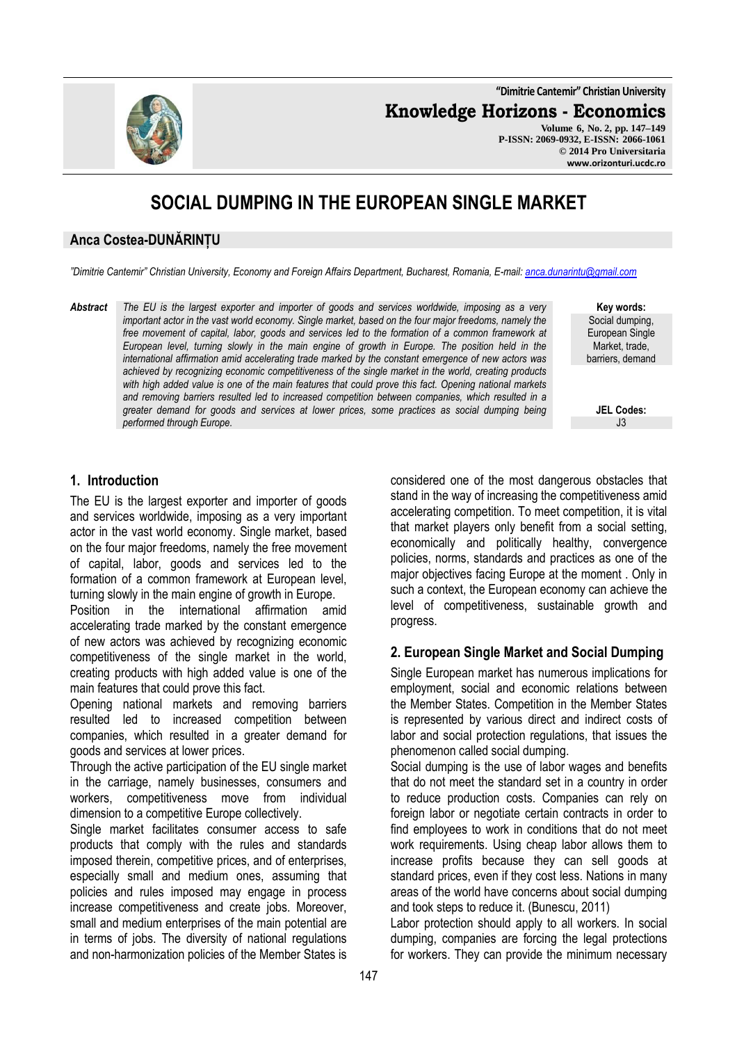# SOCIAL DUMPING IN THE EUROPEAN SINGLE MARKET

## Anca Costea-DUNĂRINȚU

*"Dimitrie Cantemir" Christian University, Economy and Foreign Affairs Department, Bucharest, Romania, E-mail: anca.dunarintu@gmail.com*

**Abstract** *The EU is the largest exporter and importer of goods and services worldwide, imposing as a very important actor in the vast world economy. Single market, based on the four major freedoms, namely the free movement of capital, labor, goods and services led to the formation of a common framework at European level, turning slowly in the main engine of growth in Europe. The position held in the international affirmation amid accelerating trade marked by the constant emergence of new actors was achieved by recognizing economic competitiveness of the single market in the world, creating products with high added value is one of the main features that could prove this fact. Opening national markets and removing barriers resulted led to increased competition between companies, which resulted in a greater demand for goods and services at lower prices, some practices as social dumping being performed through Europe.*

**Key words:** Social dumping, European Single Market, trade, barriers, demand

**JEL Codes:** J3

## 1. Introduction

The EU is the largest exporter and importer of goods and services worldwide, imposing as a very important actor in the vast world economy. Single market, based on the four major freedoms, namely the free movement of capital, labor, goods and services led to the formation of a common framework at European level, turning slowly in the main engine of growth in Europe.

Position in the international affirmation amid accelerating trade marked by the constant emergence of new actors was achieved by recognizing economic competitiveness of the single market in the world, creating products with high added value is one of the main features that could prove this fact.

Opening national markets and removing barriers resulted led to increased competition between companies, which resulted in a greater demand for goods and services at lower prices.

Through the active participation of the EU single market in the carriage, namely businesses, consumers and workers, competitiveness move from individual dimension to a competitive Europe collectively.

Single market facilitates consumer access to safe products that comply with the rules and standards imposed therein, competitive prices, and of enterprises, especially small and medium ones, assuming that policies and rules imposed may engage in process increase competitiveness and create jobs. Moreover, small and medium enterprises of the main potential are in terms of jobs. The diversity of national regulations and non-harmonization policies of the Member States is considered one of the most dangerous obstacles that stand in the way of increasing the competitiveness amid accelerating competition. To meet competition, it is vital that market players only benefit from a social setting, economically and politically healthy, convergence policies, norms, standards and practices as one of the major objectives facing Europe at the moment . Only in such a context, the European economy can achieve the level of competitiveness, sustainable growth and progress.

## 2. European Single Market and Social Dumping

Single European market has numerous implications for employment, social and economic relations between the Member States. Competition in the Member States is represented by various direct and indirect costs of labor and social protection regulations, that issues the phenomenon called social dumping.

Social dumping is the use of labor wages and benefits that do not meet the standard set in a country in order to reduce production costs. Companies can rely on foreign labor or negotiate certain contracts in order to find employees to work in conditions that do not meet work requirements. Using cheap labor allows them to increase profits because they can sell goods at standard prices, even if they cost less. Nations in many areas of the world have concerns about social dumping and took steps to reduce it. (Bunescu, 2011)

Labor protection should apply to all workers. In social dumping, companies are forcing the legal protections for workers. They can provide the minimum necessary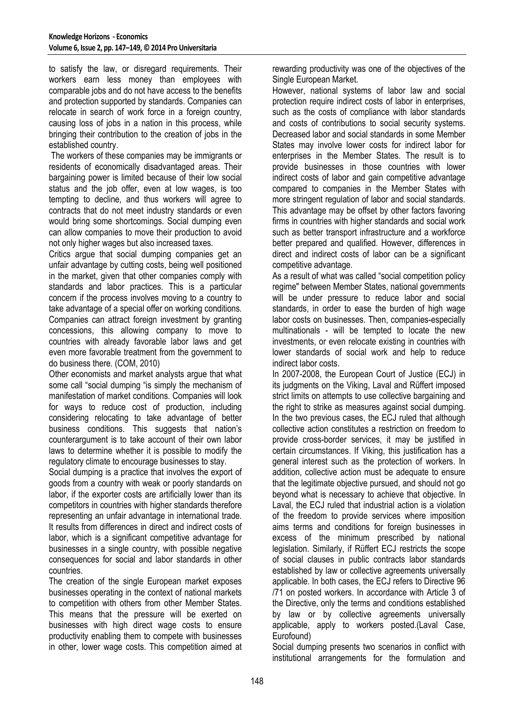to satisfy the law, or disregard requirements. Their workers earn less money than employees with comparable jobs and do not have access to the benefits and protection supported by standards. Companies can relocate in search of work force in a foreign country, causing loss of jobs in a nation in this process, while bringing their contribution to the creation of jobs in the established country.

The workers of these companies may be immigrants or residents of economically disadvantaged areas. Their bargaining power is limited because of their low social status and the job offer, even at low wages, is too tempting to decline, and thus workers will agree to contracts that do not meet industry standards or even would bring some shortcomings. Social dumping even can allow companies to move their production to avoid not only higher wages but also increased taxes.

Critics argue that social dumping companies get an unfair advantage by cutting costs, being well positioned in the market, given that other companies comply with standards and labor practices. This is a particular concern if the process involves moving to a country to take advantage of a special offer on working conditions. Companies can attract foreign investment by granting concessions, this allowing company to move to countries with already favorable labor laws and get even more favorable treatment from the government to do business there. (COM, 2010)

Other economists and market analysts argue that what some call "social dumping "is simply the mechanism of manifestation of market conditions. Companies will look for ways to reduce cost of production, including considering relocating to take advantage of better business conditions. This suggests that nation's counterargument is to take account of their own labor laws to determine whether it is possible to modify the regulatory climate to encourage businesses to stay.

Social dumping is a practice that involves the export of goods from a country with weak or poorly standards on labor, if the exporter costs are artificially lower than its competitors in countries with higher standards therefore representing an unfair advantage in international trade. It results from differences in direct and indirect costs of labor, which is a significant competitive advantage for businesses in a single country, with possible negative consequences for social and labor standards in other countries.

The creation of the single European market exposes businesses operating in the context of national markets to competition with others from other Member States. This means that the pressure will be exerted on businesses with high direct wage costs to ensure productivity enabling them to compete with businesses in other, lower wage costs. This competition aimed at rewarding productivity was one of the objectives of the Single European Market.

However, national systems of labor law and social protection require indirect costs of labor in enterprises, such as the costs of compliance with labor standards and costs of contributions to social security systems. Decreased labor and social standards in some Member States may involve lower costs for indirect labor for enterprises in the Member States. The result is to provide businesses in those countries with lower indirect costs of labor and gain competitive advantage compared to companies in the Member States with more stringent regulation of labor and social standards. This advantage may be offset by other factors favoring firms in countries with higher standards and social work such as better transport infrastructure and a workforce better prepared and qualified. However, differences in direct and indirect costs of labor can be a significant competitive advantage.

As a result of what was called "social competition policy regime" between Member States, national governments will be under pressure to reduce labor and social standards, in order to ease the burden of high wage labor costs on businesses. Then, companies-especially multinationals - will be tempted to locate the new investments, or even relocate existing in countries with lower standards of social work and help to reduce indirect labor costs.

In 2007-2008, the European Court of Justice (ECJ) in its judgments on the Viking, Laval and Rüffert imposed strict limits on attempts to use collective bargaining and the right to strike as measures against social dumping. In the two previous cases, the ECJ ruled that although collective action constitutes a restriction on freedom to provide cross-border services, it may be justified in certain circumstances. If Viking, this justification has a general interest such as the protection of workers. In addition, collective action must be adequate to ensure that the legitimate objective pursued, and should not go beyond what is necessary to achieve that objective. In Laval, the ECJ ruled that industrial action is a violation of the freedom to provide services where imposition aims terms and conditions for foreign businesses in excess of the minimum prescribed by national legislation. Similarly, if Rüffert ECJ restricts the scope of social clauses in public contracts labor standards established by law or collective agreements universally applicable. In both cases, the ECJ refers to Directive 96 /71 on posted workers. In accordance with Article 3 of the Directive, only the terms and conditions established by law or by collective agreements universally applicable, apply to workers posted.(Laval Case, Eurofound)

Social dumping presents two scenarios in conflict with institutional arrangements for the formulation and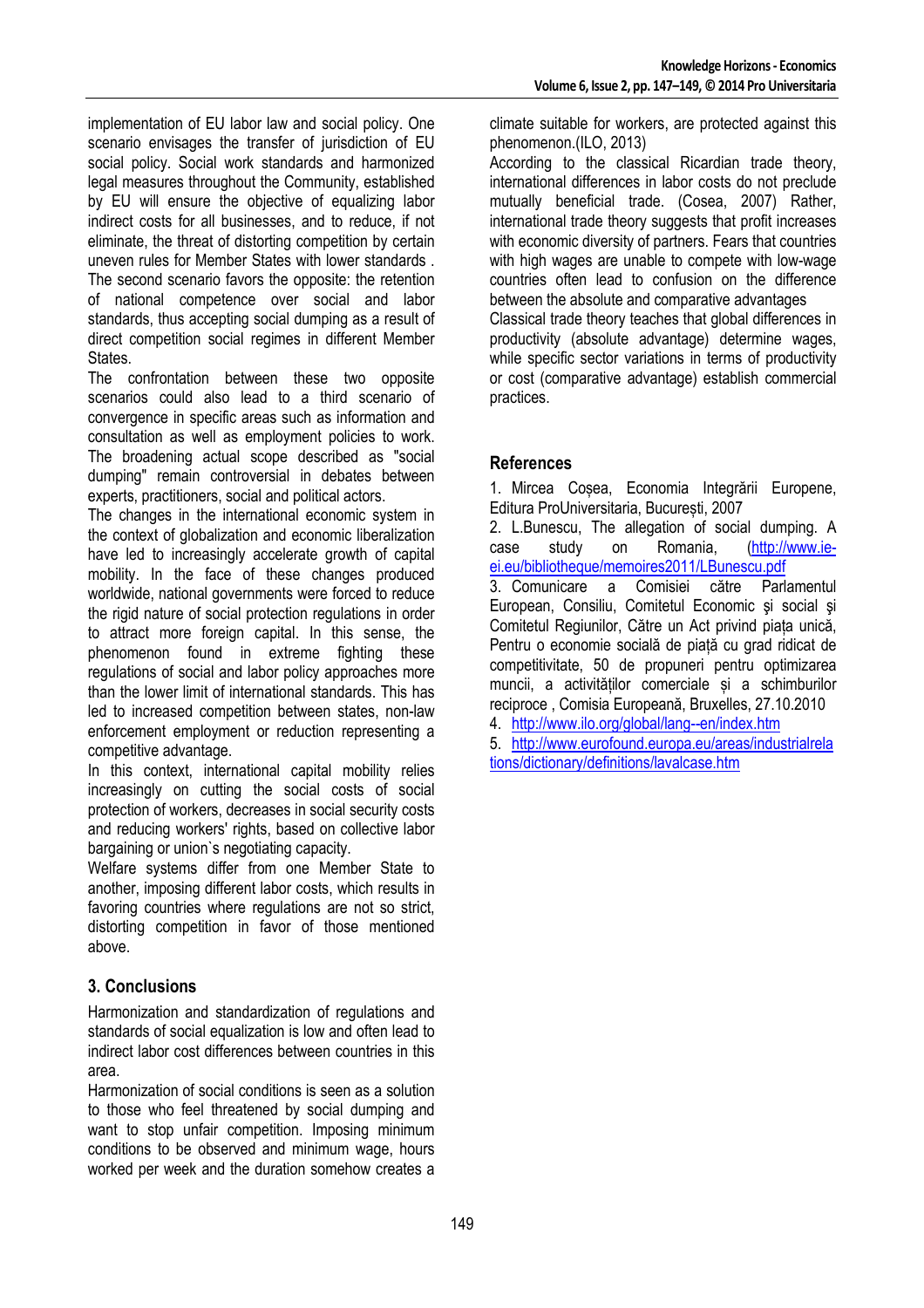implementation of EU labor law and social policy. One scenario envisages the transfer of jurisdiction of EU social policy. Social work standards and harmonized legal measures throughout the Community, established by EU will ensure the objective of equalizing labor indirect costs for all businesses, and to reduce, if not eliminate, the threat of distorting competition by certain uneven rules for Member States with lower standards . The second scenario favors the opposite: the retention of national competence over social and labor standards, thus accepting social dumping as a result of direct competition social regimes in different Member States.

The confrontation between these two opposite scenarios could also lead to a third scenario of convergence in specific areas such as information and consultation as well as employment policies to work. The broadening actual scope described as "social dumping" remain controversial in debates between experts, practitioners, social and political actors.

The changes in the international economic system in the context of globalization and economic liberalization have led to increasingly accelerate growth of capital mobility. In the face of these changes produced worldwide, national governments were forced to reduce the rigid nature of social protection regulations in order to attract more foreign capital. In this sense, the phenomenon found in extreme fighting these regulations of social and labor policy approaches more than the lower limit of international standards. This has led to increased competition between states, non-law enforcement employment or reduction representing a competitive advantage.

In this context, international capital mobility relies increasingly on cutting the social costs of social protection of workers, decreases in social security costs and reducing workers' rights, based on collective labor bargaining or union`s negotiating capacity.

Welfare systems differ from one Member State to another, imposing different labor costs, which results in favoring countries where regulations are not so strict, distorting competition in favor of those mentioned above.

## 3. Conclusions

Harmonization and standardization of regulations and standards of social equalization is low and often lead to indirect labor cost differences between countries in this area.

Harmonization of social conditions is seen as a solution to those who feel threatened by social dumping and want to stop unfair competition. Imposing minimum conditions to be observed and minimum wage, hours worked per week and the duration somehow creates a climate suitable for workers, are protected against this phenomenon.(ILO, 2013)

According to the classical Ricardian trade theory, international differences in labor costs do not preclude mutually beneficial trade. (Cosea, 2007) Rather, international trade theory suggests that profit increases with economic diversity of partners. Fears that countries with high wages are unable to compete with low-wage countries often lead to confusion on the difference between the absolute and comparative advantages

Classical trade theory teaches that global differences in productivity (absolute advantage) determine wages, while specific sector variations in terms of productivity or cost (comparative advantage) establish commercial practices.

## References

1. Mircea Coșea, Economia Integrării Europene, Editura ProUniversitaria, București, 2007
2. L.Bunescu, The allegation of social dumping. A case study on Romania, (http://www.ie-ei.eu/bibliotheque/memoires2011/LBunescu.pdf
3. Comunicare a Comisiei către Parlamentul European, Consiliu, Comitetul Economic şi social şi Comitetul Regiunilor, Către un Act privind piața unică, Pentru o economie socială de piață cu grad ridicat de competitivitate, 50 de propuneri pentru optimizarea muncii, a activităților comerciale și a schimburilor reciproce , Comisia Europeană, Bruxelles, 27.10.2010
4. http://www.ilo.org/global/lang--en/index.htm
5. http://www.eurofound.europa.eu/areas/industrialrelations/dictionary/definitions/lavalcase.htm